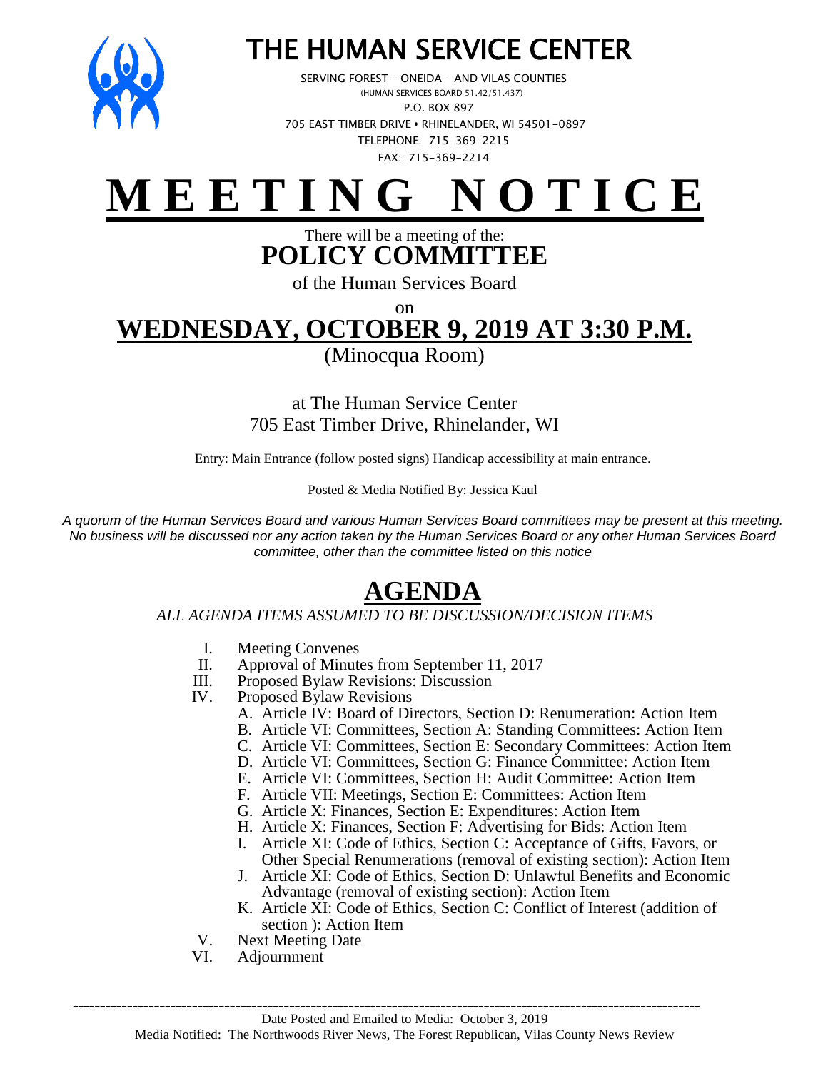# THE HUMAN SERVICE CENTER

SERVING FOREST – ONEIDA – AND VILAS COUNTIES
(HUMAN SERVICES BOARD 51.42/51.437)
P.O. BOX 897
705 EAST TIMBER DRIVE • RHINELANDER, WI 54501-0897
TELEPHONE: 715-369-2215
FAX: 715-369-2214

# MEETING NOTICE

There will be a meeting of the:

## POLICY COMMITTEE

of the Human Services Board

on

## WEDNESDAY, OCTOBER 9, 2019 AT 3:30 P.M.

(Minocqua Room)

at The Human Service Center
705 East Timber Drive, Rhinelander, WI

Entry: Main Entrance (follow posted signs) Handicap accessibility at main entrance.

Posted & Media Notified By: Jessica Kaul

*A quorum of the Human Services Board and various Human Services Board committees may be present at this meeting. No business will be discussed nor any action taken by the Human Services Board or any other Human Services Board committee, other than the committee listed on this notice*

## AGENDA

*ALL AGENDA ITEMS ASSUMED TO BE DISCUSSION/DECISION ITEMS*

I. Meeting Convenes
II. Approval of Minutes from September 11, 2017
III. Proposed Bylaw Revisions: Discussion
IV. Proposed Bylaw Revisions
   A. Article IV: Board of Directors, Section D: Renumeration: Action Item
   B. Article VI: Committees, Section A: Standing Committees: Action Item
   C. Article VI: Committees, Section E: Secondary Committees: Action Item
   D. Article VI: Committees, Section G: Finance Committee: Action Item
   E. Article VI: Committees, Section H: Audit Committee: Action Item
   F. Article VII: Meetings, Section E: Committees: Action Item
   G. Article X: Finances, Section E: Expenditures: Action Item
   H. Article X: Finances, Section F: Advertising for Bids: Action Item
   I. Article XI: Code of Ethics, Section C: Acceptance of Gifts, Favors, or Other Special Renumerations (removal of existing section): Action Item
   J. Article XI: Code of Ethics, Section D: Unlawful Benefits and Economic Advantage (removal of existing section): Action Item
   K. Article XI: Code of Ethics, Section C: Conflict of Interest (addition of section ): Action Item
V. Next Meeting Date
VI. Adjournment

---

Date Posted and Emailed to Media: October 3, 2019
Media Notified: The Northwoods River News, The Forest Republican, Vilas County News Review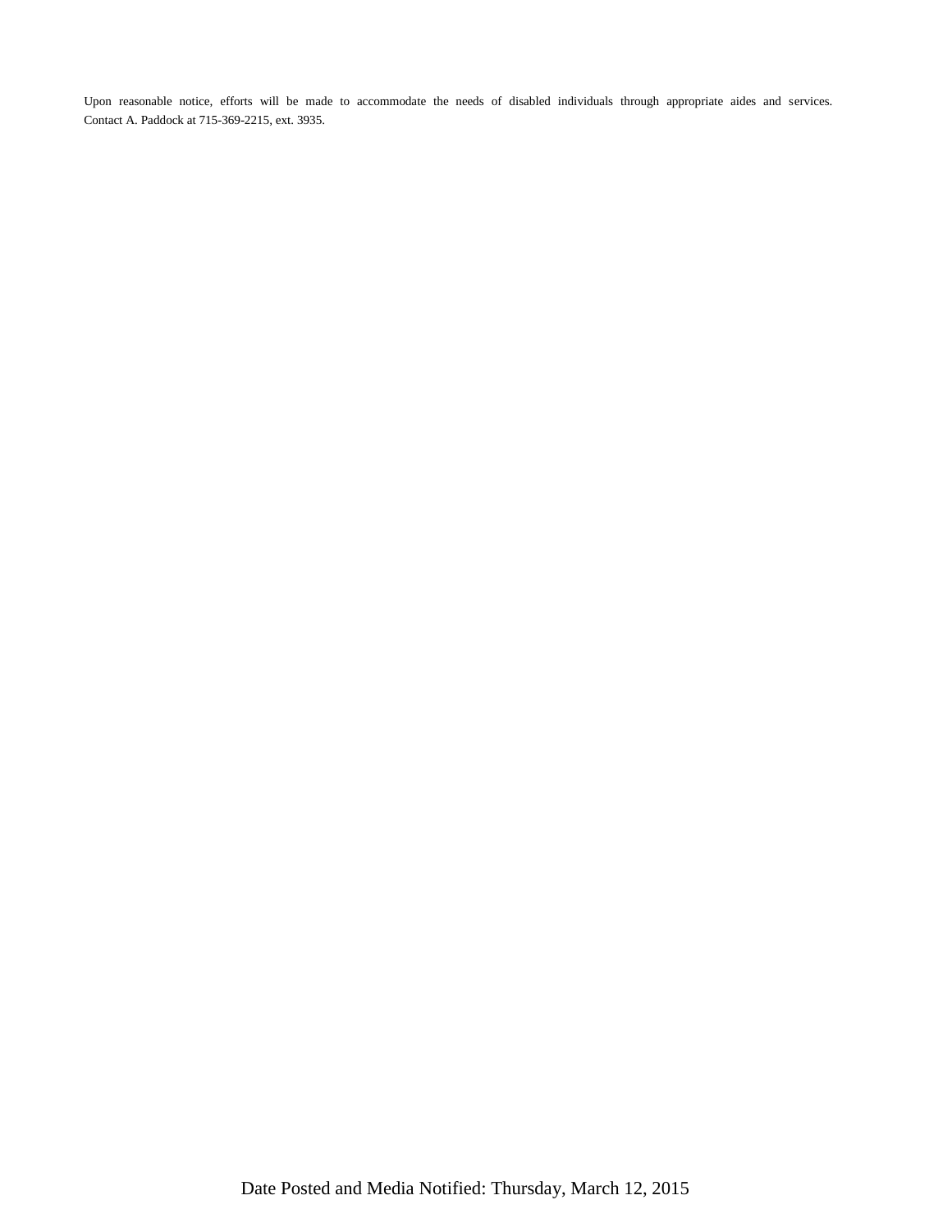Upon reasonable notice, efforts will be made to accommodate the needs of disabled individuals through appropriate aides and services. Contact A. Paddock at 715-369-2215, ext. 3935.

Date Posted and Media Notified: Thursday, March 12, 2015